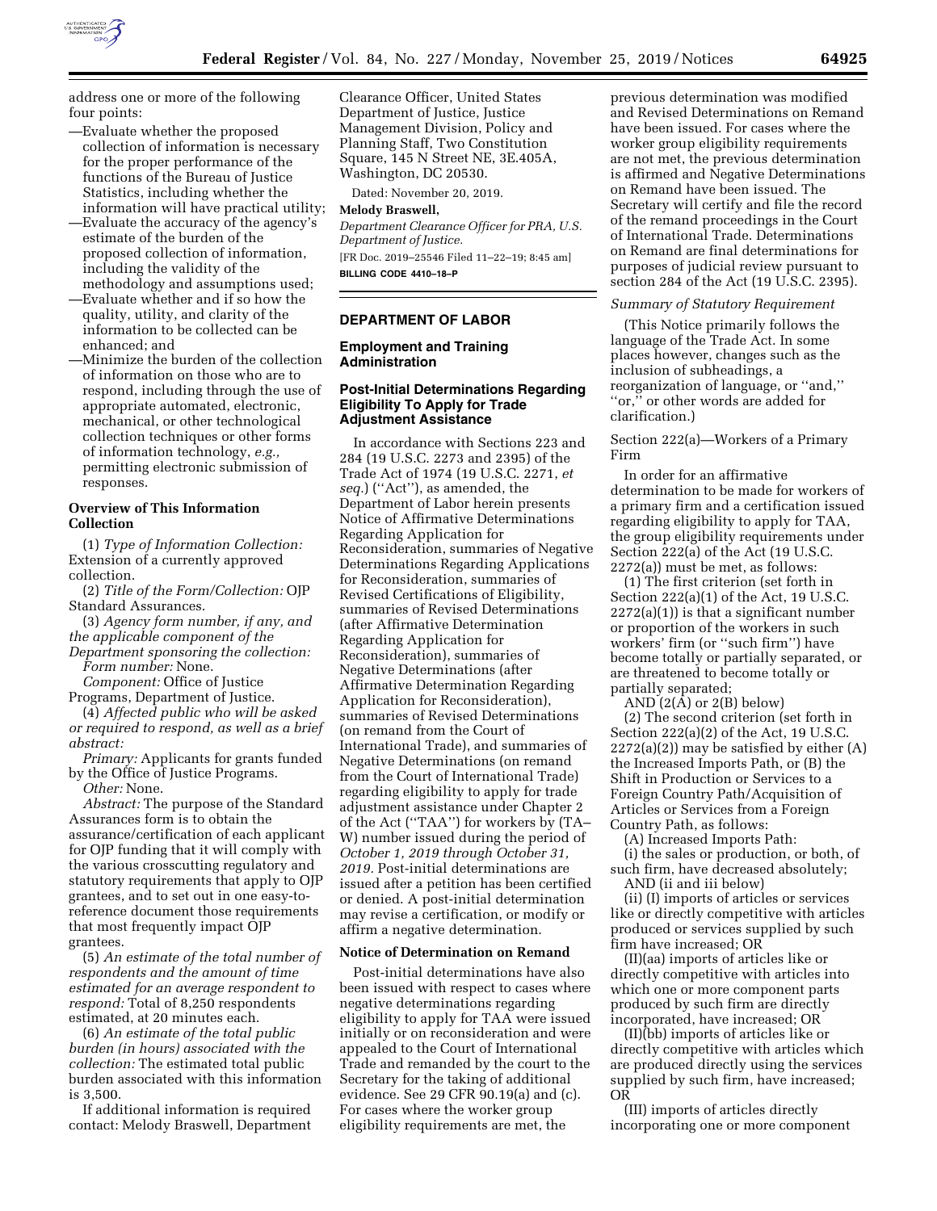address one or more of the following four points:

—Evaluate whether the proposed collection of information is necessary for the proper performance of the functions of the Bureau of Justice Statistics, including whether the information will have practical utility;

—Evaluate the accuracy of the agency's estimate of the burden of the proposed collection of information, including the validity of the methodology and assumptions used;

—Evaluate whether and if so how the quality, utility, and clarity of the information to be collected can be enhanced; and

—Minimize the burden of the collection of information on those who are to respond, including through the use of appropriate automated, electronic, mechanical, or other technological collection techniques or other forms of information technology, *e.g.,* permitting electronic submission of responses.

**Overview of This Information Collection**

(1) *Type of Information Collection:* Extension of a currently approved collection.

(2) *Title of the Form/Collection:* OJP Standard Assurances.

(3) *Agency form number, if any, and the applicable component of the Department sponsoring the collection:*

*Form number:* None.

*Component:* Office of Justice Programs, Department of Justice.

(4) *Affected public who will be asked or required to respond, as well as a brief abstract:*

*Primary:* Applicants for grants funded by the Office of Justice Programs.

*Other:* None.

*Abstract:* The purpose of the Standard Assurances form is to obtain the assurance/certification of each applicant for OJP funding that it will comply with the various crosscutting regulatory and statutory requirements that apply to OJP grantees, and to set out in one easy-to-reference document those requirements that most frequently impact OJP grantees.

(5) *An estimate of the total number of respondents and the amount of time estimated for an average respondent to respond:* Total of 8,250 respondents estimated, at 20 minutes each.

(6) *An estimate of the total public burden (in hours) associated with the collection:* The estimated total public burden associated with this information is 3,500.

If additional information is required contact: Melody Braswell, Department Clearance Officer, United States Department of Justice, Justice Management Division, Policy and Planning Staff, Two Constitution Square, 145 N Street NE, 3E.405A, Washington, DC 20530.

Dated: November 20, 2019.

**Melody Braswell,**

*Department Clearance Officer for PRA, U.S. Department of Justice.*

[FR Doc. 2019–25546 Filed 11–22–19; 8:45 am]

**BILLING CODE 4410–18–P**

## DEPARTMENT OF LABOR

### Employment and Training Administration

### Post-Initial Determinations Regarding Eligibility To Apply for Trade Adjustment Assistance

In accordance with Sections 223 and 284 (19 U.S.C. 2273 and 2395) of the Trade Act of 1974 (19 U.S.C. 2271, *et seq.*) (''Act''), as amended, the Department of Labor herein presents Notice of Affirmative Determinations Regarding Application for Reconsideration, summaries of Negative Determinations Regarding Applications for Reconsideration, summaries of Revised Certifications of Eligibility, summaries of Revised Determinations (after Affirmative Determination Regarding Application for Reconsideration), summaries of Negative Determinations (after Affirmative Determination Regarding Application for Reconsideration), summaries of Revised Determinations (on remand from the Court of International Trade), and summaries of Negative Determinations (on remand from the Court of International Trade) regarding eligibility to apply for trade adjustment assistance under Chapter 2 of the Act (''TAA'') for workers by (TA–W) number issued during the period of *October 1, 2019 through October 31, 2019.* Post-initial determinations are issued after a petition has been certified or denied. A post-initial determination may revise a certification, or modify or affirm a negative determination.

**Notice of Determination on Remand**

Post-initial determinations have also been issued with respect to cases where negative determinations regarding eligibility to apply for TAA were issued initially or on reconsideration and were appealed to the Court of International Trade and remanded by the court to the Secretary for the taking of additional evidence. See 29 CFR 90.19(a) and (c). For cases where the worker group eligibility requirements are met, the previous determination was modified and Revised Determinations on Remand have been issued. For cases where the worker group eligibility requirements are not met, the previous determination is affirmed and Negative Determinations on Remand have been issued. The Secretary will certify and file the record of the remand proceedings in the Court of International Trade. Determinations on Remand are final determinations for purposes of judicial review pursuant to section 284 of the Act (19 U.S.C. 2395).

*Summary of Statutory Requirement*

(This Notice primarily follows the language of the Trade Act. In some places however, changes such as the inclusion of subheadings, a reorganization of language, or ''and,'' ''or,'' or other words are added for clarification.)

Section 222(a)—Workers of a Primary Firm

In order for an affirmative determination to be made for workers of a primary firm and a certification issued regarding eligibility to apply for TAA, the group eligibility requirements under Section 222(a) of the Act (19 U.S.C. 2272(a)) must be met, as follows:

(1) The first criterion (set forth in Section 222(a)(1) of the Act, 19 U.S.C. 2272(a)(1)) is that a significant number or proportion of the workers in such workers' firm (or ''such firm'') have become totally or partially separated, or are threatened to become totally or partially separated;

AND (2(A) or 2(B) below)

(2) The second criterion (set forth in Section 222(a)(2) of the Act, 19 U.S.C. 2272(a)(2)) may be satisfied by either (A) the Increased Imports Path, or (B) the Shift in Production or Services to a Foreign Country Path/Acquisition of Articles or Services from a Foreign Country Path, as follows:

(A) Increased Imports Path:

(i) the sales or production, or both, of such firm, have decreased absolutely;

AND (ii and iii below)

(ii) (I) imports of articles or services like or directly competitive with articles produced or services supplied by such firm have increased; OR

(II)(aa) imports of articles like or directly competitive with articles into which one or more component parts produced by such firm are directly incorporated, have increased; OR

(II)(bb) imports of articles like or directly competitive with articles which are produced directly using the services supplied by such firm, have increased; OR

(III) imports of articles directly incorporating one or more component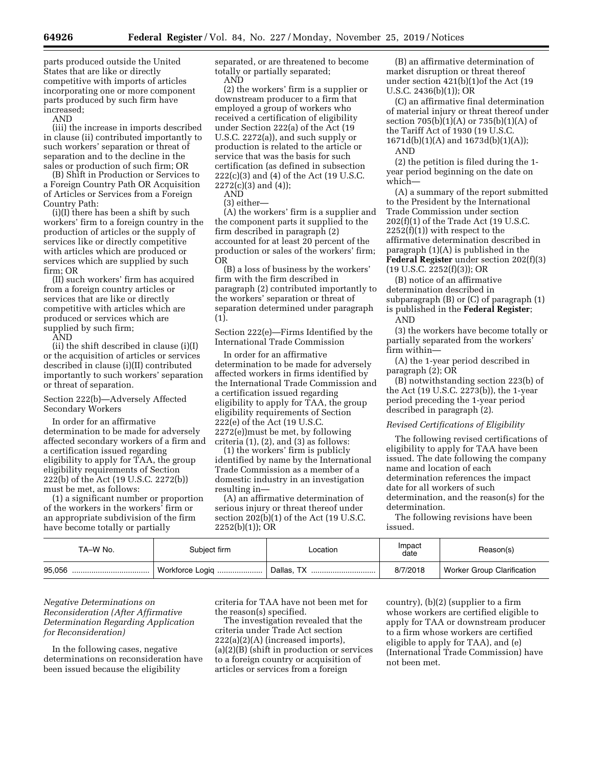parts produced outside the United States that are like or directly competitive with imports of articles incorporating one or more component parts produced by such firm have increased;

AND

(iii) the increase in imports described in clause (ii) contributed importantly to such workers' separation or threat of separation and to the decline in the sales or production of such firm; OR

(B) Shift in Production or Services to a Foreign Country Path OR Acquisition of Articles or Services from a Foreign Country Path:

(i)(I) there has been a shift by such workers' firm to a foreign country in the production of articles or the supply of services like or directly competitive with articles which are produced or services which are supplied by such firm; OR

(II) such workers' firm has acquired from a foreign country articles or services that are like or directly competitive with articles which are produced or services which are supplied by such firm;

AND

(ii) the shift described in clause (i)(I) or the acquisition of articles or services described in clause (i)(II) contributed importantly to such workers' separation or threat of separation.

Section 222(b)—Adversely Affected Secondary Workers

In order for an affirmative determination to be made for adversely affected secondary workers of a firm and a certification issued regarding eligibility to apply for TAA, the group eligibility requirements of Section 222(b) of the Act (19 U.S.C. 2272(b)) must be met, as follows:

(1) a significant number or proportion of the workers in the workers' firm or an appropriate subdivision of the firm have become totally or partially separated, or are threatened to become totally or partially separated;

AND

(2) the workers' firm is a supplier or downstream producer to a firm that employed a group of workers who received a certification of eligibility under Section 222(a) of the Act (19 U.S.C. 2272(a)), and such supply or production is related to the article or service that was the basis for such certification (as defined in subsection 222(c)(3) and (4) of the Act (19 U.S.C. 2272(c)(3) and (4));

AND

(3) either—

(A) the workers' firm is a supplier and the component parts it supplied to the firm described in paragraph (2) accounted for at least 20 percent of the production or sales of the workers' firm; OR

(B) a loss of business by the workers' firm with the firm described in paragraph (2) contributed importantly to the workers' separation or threat of separation determined under paragraph (1).

Section 222(e)—Firms Identified by the International Trade Commission

In order for an affirmative determination to be made for adversely affected workers in firms identified by the International Trade Commission and a certification issued regarding eligibility to apply for TAA, the group eligibility requirements of Section 222(e) of the Act (19 U.S.C. 2272(e))must be met, by following criteria (1), (2), and (3) as follows:

(1) the workers' firm is publicly identified by name by the International Trade Commission as a member of a domestic industry in an investigation resulting in—

(A) an affirmative determination of serious injury or threat thereof under section 202(b)(1) of the Act (19 U.S.C. 2252(b)(1)); OR

(B) an affirmative determination of market disruption or threat thereof under section 421(b)(1)of the Act (19 U.S.C. 2436(b)(1)); OR

(C) an affirmative final determination of material injury or threat thereof under section 705(b)(1)(A) or 735(b)(1)(A) of the Tariff Act of 1930 (19 U.S.C. 1671d(b)(1)(A) and 1673d(b)(1)(A));

AND

(2) the petition is filed during the 1-year period beginning on the date on which—

(A) a summary of the report submitted to the President by the International Trade Commission under section 202(f)(1) of the Trade Act (19 U.S.C. 2252(f)(1)) with respect to the affirmative determination described in paragraph (1)(A) is published in the **Federal Register** under section 202(f)(3) (19 U.S.C. 2252(f)(3)); OR

(B) notice of an affirmative determination described in subparagraph (B) or (C) of paragraph (1) is published in the **Federal Register**;

AND

(3) the workers have become totally or partially separated from the workers' firm within—

(A) the 1-year period described in paragraph (2); OR

(B) notwithstanding section 223(b) of the Act (19 U.S.C. 2273(b)), the 1-year period preceding the 1-year period described in paragraph (2).

*Revised Certifications of Eligibility*

The following revised certifications of eligibility to apply for TAA have been issued. The date following the company name and location of each determination references the impact date for all workers of such determination, and the reason(s) for the determination.

The following revisions have been issued.

| TA–W No. | Subject firm | Location | Impact date | Reason(s) |
|---|---|---|---|---|
| 95,056 | Workforce Logiq | Dallas, TX | 8/7/2018 | Worker Group Clarification |

*Negative Determinations on Reconsideration (After Affirmative Determination Regarding Application for Reconsideration)*

In the following cases, negative determinations on reconsideration have been issued because the eligibility criteria for TAA have not been met for the reason(s) specified.

The investigation revealed that the criteria under Trade Act section 222(a)(2)(A) (increased imports), (a)(2)(B) (shift in production or services to a foreign country or acquisition of articles or services from a foreign country), (b)(2) (supplier to a firm whose workers are certified eligible to apply for TAA or downstream producer to a firm whose workers are certified eligible to apply for TAA), and (e) (International Trade Commission) have not been met.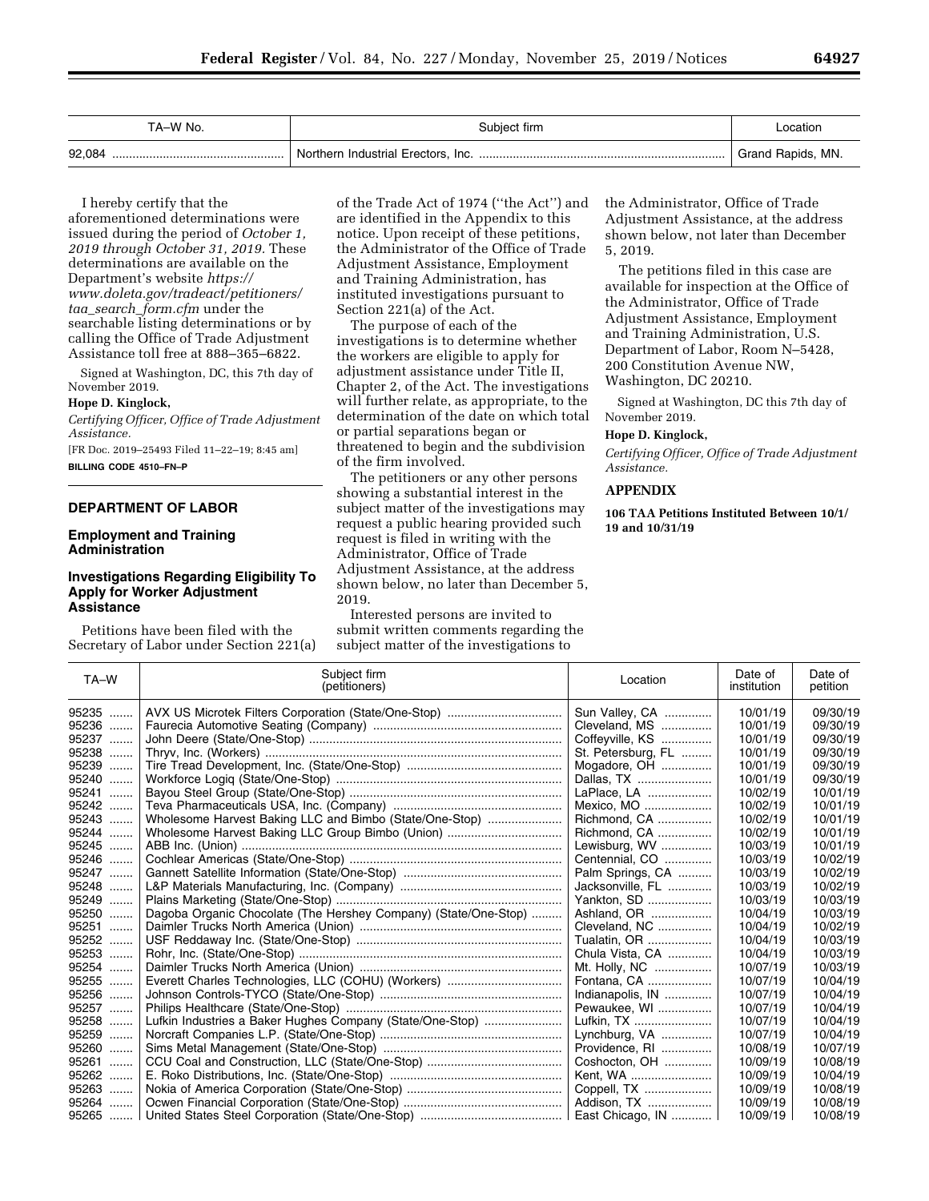| TA–W No. | Subject firm | Location |
|---|---|---|
| 92,084 | Northern Industrial Erectors, Inc. | Grand Rapids, MN. |

I hereby certify that the aforementioned determinations were issued during the period of *October 1, 2019 through October 31, 2019*. These determinations are available on the Department's website *https://www.doleta.gov/tradeact/petitioners/taa_search_form.cfm* under the searchable listing determinations or by calling the Office of Trade Adjustment Assistance toll free at 888–365–6822.

Signed at Washington, DC, this 7th day of November 2019.

**Hope D. Kinglock,**

*Certifying Officer, Office of Trade Adjustment Assistance.*

[FR Doc. 2019–25493 Filed 11–22–19; 8:45 am]

**BILLING CODE 4510–FN–P**

## DEPARTMENT OF LABOR

### Employment and Training Administration

### Investigations Regarding Eligibility To Apply for Worker Adjustment Assistance

Petitions have been filed with the Secretary of Labor under Section 221(a) of the Trade Act of 1974 (''the Act'') and are identified in the Appendix to this notice. Upon receipt of these petitions, the Administrator of the Office of Trade Adjustment Assistance, Employment and Training Administration, has instituted investigations pursuant to Section 221(a) of the Act.

The purpose of each of the investigations is to determine whether the workers are eligible to apply for adjustment assistance under Title II, Chapter 2, of the Act. The investigations will further relate, as appropriate, to the determination of the date on which total or partial separations began or threatened to begin and the subdivision of the firm involved.

The petitioners or any other persons showing a substantial interest in the subject matter of the investigations may request a public hearing provided such request is filed in writing with the Administrator, Office of Trade Adjustment Assistance, at the address shown below, no later than December 5, 2019.

Interested persons are invited to submit written comments regarding the subject matter of the investigations to the Administrator, Office of Trade Adjustment Assistance, at the address shown below, not later than December 5, 2019.

The petitions filed in this case are available for inspection at the Office of the Administrator, Office of Trade Adjustment Assistance, Employment and Training Administration, U.S. Department of Labor, Room N–5428, 200 Constitution Avenue NW, Washington, DC 20210.

Signed at Washington, DC this 7th day of November 2019.

**Hope D. Kinglock,**

*Certifying Officer, Office of Trade Adjustment Assistance.*

### APPENDIX

**106 TAA Petitions Instituted Between 10/1/19 and 10/31/19**

| TA–W | Subject firm (petitioners) | Location | Date of institution | Date of petition |
|---|---|---|---|---|
| 95235 | AVX US Microtek Filters Corporation (State/One-Stop) | Sun Valley, CA | 10/01/19 | 09/30/19 |
| 95236 | Faurecia Automotive Seating (Company) | Cleveland, MS | 10/01/19 | 09/30/19 |
| 95237 | John Deere (State/One-Stop) | Coffeyville, KS | 10/01/19 | 09/30/19 |
| 95238 | Thryv, Inc. (Workers) | St. Petersburg, FL | 10/01/19 | 09/30/19 |
| 95239 | Tire Tread Development, Inc. (State/One-Stop) | Mogadore, OH | 10/01/19 | 09/30/19 |
| 95240 | Workforce Logiq (State/One-Stop) | Dallas, TX | 10/01/19 | 09/30/19 |
| 95241 | Bayou Steel Group (State/One-Stop) | LaPlace, LA | 10/02/19 | 10/01/19 |
| 95242 | Teva Pharmaceuticals USA, Inc. (Company) | Mexico, MO | 10/02/19 | 10/01/19 |
| 95243 | Wholesome Harvest Baking LLC and Bimbo (State/One-Stop) | Richmond, CA | 10/02/19 | 10/01/19 |
| 95244 | Wholesome Harvest Baking LLC Group Bimbo (Union) | Richmond, CA | 10/02/19 | 10/01/19 |
| 95245 | ABB Inc. (Union) | Lewisburg, WV | 10/03/19 | 10/01/19 |
| 95246 | Cochlear Americas (State/One-Stop) | Centennial, CO | 10/03/19 | 10/02/19 |
| 95247 | Gannett Satellite Information (State/One-Stop) | Palm Springs, CA | 10/03/19 | 10/02/19 |
| 95248 | L&P Materials Manufacturing, Inc. (Company) | Jacksonville, FL | 10/03/19 | 10/02/19 |
| 95249 | Plains Marketing (State/One-Stop) | Yankton, SD | 10/03/19 | 10/03/19 |
| 95250 | Dagoba Organic Chocolate (The Hershey Company) (State/One-Stop) | Ashland, OR | 10/04/19 | 10/03/19 |
| 95251 | Daimler Trucks North America (Union) | Cleveland, NC | 10/04/19 | 10/02/19 |
| 95252 | USF Reddaway Inc. (State/One-Stop) | Tualatin, OR | 10/04/19 | 10/03/19 |
| 95253 | Rohr, Inc. (State/One-Stop) | Chula Vista, CA | 10/04/19 | 10/03/19 |
| 95254 | Daimler Trucks North America (Union) | Mt. Holly, NC | 10/07/19 | 10/03/19 |
| 95255 | Everett Charles Technologies, LLC (COHU) (Workers) | Fontana, CA | 10/07/19 | 10/04/19 |
| 95256 | Johnson Controls-TYCO (State/One-Stop) | Indianapolis, IN | 10/07/19 | 10/04/19 |
| 95257 | Philips Healthcare (State/One-Stop) | Pewaukee, WI | 10/07/19 | 10/04/19 |
| 95258 | Lufkin Industries a Baker Hughes Company (State/One-Stop) | Lufkin, TX | 10/07/19 | 10/04/19 |
| 95259 | Norcraft Companies L.P. (State/One-Stop) | Lynchburg, VA | 10/07/19 | 10/04/19 |
| 95260 | Sims Metal Management (State/One-Stop) | Providence, RI | 10/08/19 | 10/07/19 |
| 95261 | CCU Coal and Construction, LLC (State/One-Stop) | Coshocton, OH | 10/09/19 | 10/08/19 |
| 95262 | E. Roko Distributions, Inc. (State/One-Stop) | Kent, WA | 10/09/19 | 10/04/19 |
| 95263 | Nokia of America Corporation (State/One-Stop) | Coppell, TX | 10/09/19 | 10/08/19 |
| 95264 | Ocwen Financial Corporation (State/One-Stop) | Addison, TX | 10/09/19 | 10/08/19 |
| 95265 | United States Steel Corporation (State/One-Stop) | East Chicago, IN | 10/09/19 | 10/08/19 |